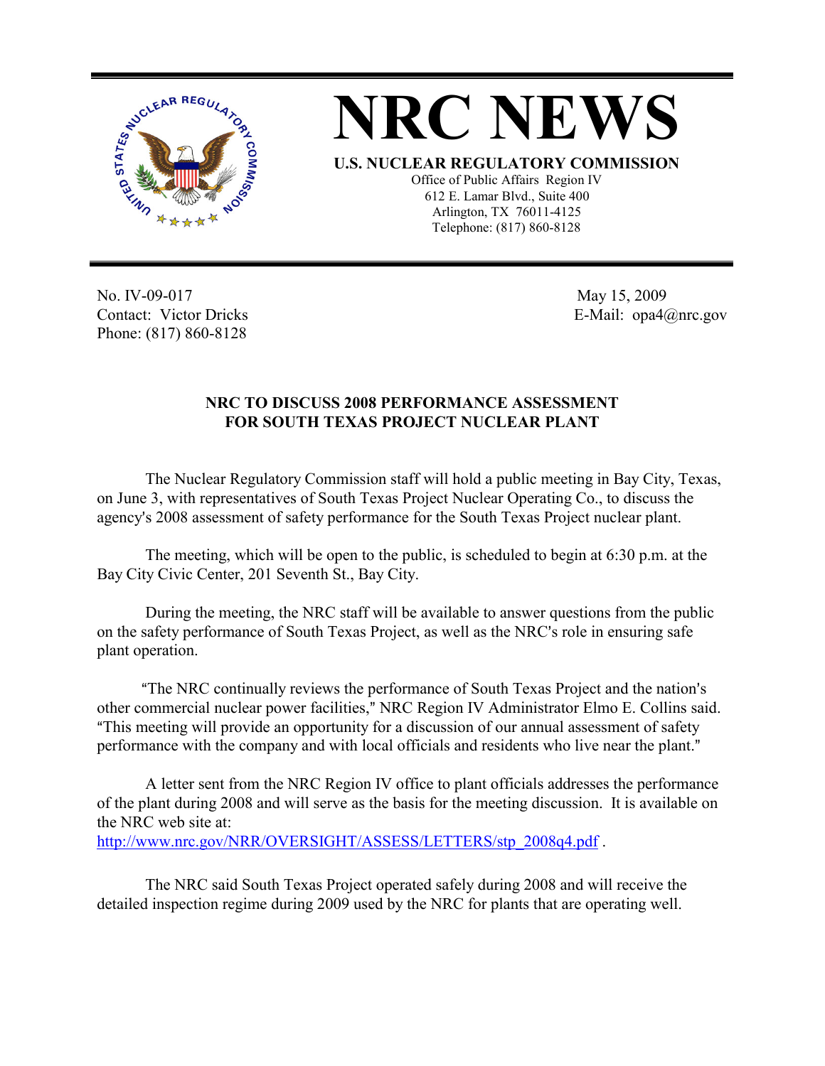# NRC NEWS

**U.S. NUCLEAR REGULATORY COMMISSION**

Office of Public Affairs Region IV
612 E. Lamar Blvd., Suite 400
Arlington, TX 76011-4125
Telephone: (817) 860-8128

No. IV-09-017
Contact: Victor Dricks
Phone: (817) 860-8128

May 15, 2009
E-Mail: opa4@nrc.gov

## NRC TO DISCUSS 2008 PERFORMANCE ASSESSMENT FOR SOUTH TEXAS PROJECT NUCLEAR PLANT

The Nuclear Regulatory Commission staff will hold a public meeting in Bay City, Texas, on June 3, with representatives of South Texas Project Nuclear Operating Co., to discuss the agency's 2008 assessment of safety performance for the South Texas Project nuclear plant.

The meeting, which will be open to the public, is scheduled to begin at 6:30 p.m. at the Bay City Civic Center, 201 Seventh St., Bay City.

During the meeting, the NRC staff will be available to answer questions from the public on the safety performance of South Texas Project, as well as the NRC's role in ensuring safe plant operation.

"The NRC continually reviews the performance of South Texas Project and the nation's other commercial nuclear power facilities," NRC Region IV Administrator Elmo E. Collins said. "This meeting will provide an opportunity for a discussion of our annual assessment of safety performance with the company and with local officials and residents who live near the plant."

A letter sent from the NRC Region IV office to plant officials addresses the performance of the plant during 2008 and will serve as the basis for the meeting discussion. It is available on the NRC web site at:
http://www.nrc.gov/NRR/OVERSIGHT/ASSESS/LETTERS/stp_2008q4.pdf .

The NRC said South Texas Project operated safely during 2008 and will receive the detailed inspection regime during 2009 used by the NRC for plants that are operating well.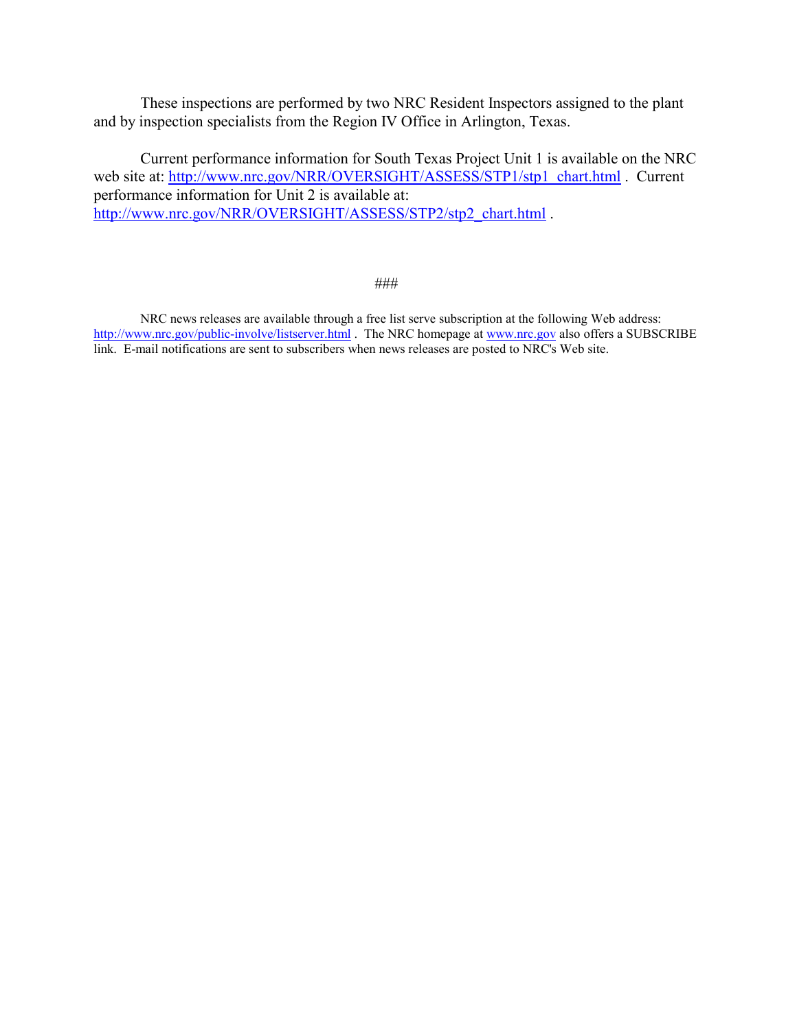These inspections are performed by two NRC Resident Inspectors assigned to the plant and by inspection specialists from the Region IV Office in Arlington, Texas.

Current performance information for South Texas Project Unit 1 is available on the NRC web site at: http://www.nrc.gov/NRR/OVERSIGHT/ASSESS/STP1/stp1_chart.html . Current performance information for Unit 2 is available at: http://www.nrc.gov/NRR/OVERSIGHT/ASSESS/STP2/stp2_chart.html .

###

NRC news releases are available through a free list serve subscription at the following Web address: http://www.nrc.gov/public-involve/listserver.html . The NRC homepage at www.nrc.gov also offers a SUBSCRIBE link. E-mail notifications are sent to subscribers when news releases are posted to NRC's Web site.